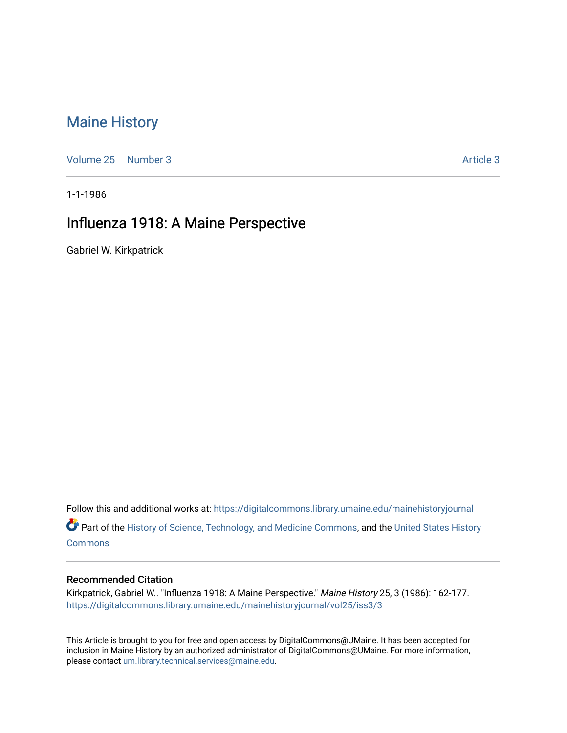# Maine History

Volume 25 | Number 3 | Article 3

1-1-1986

## Influenza 1918: A Maine Perspective

Gabriel W. Kirkpatrick

Follow this and additional works at: https://digitalcommons.library.umaine.edu/mainehistoryjournal

Part of the History of Science, Technology, and Medicine Commons, and the United States History Commons

### Recommended Citation

Kirkpatrick, Gabriel W.. "Influenza 1918: A Maine Perspective." *Maine History* 25, 3 (1986): 162-177.
https://digitalcommons.library.umaine.edu/mainehistoryjournal/vol25/iss3/3

This Article is brought to you for free and open access by DigitalCommons@UMaine. It has been accepted for inclusion in Maine History by an authorized administrator of DigitalCommons@UMaine. For more information, please contact um.library.technical.services@maine.edu.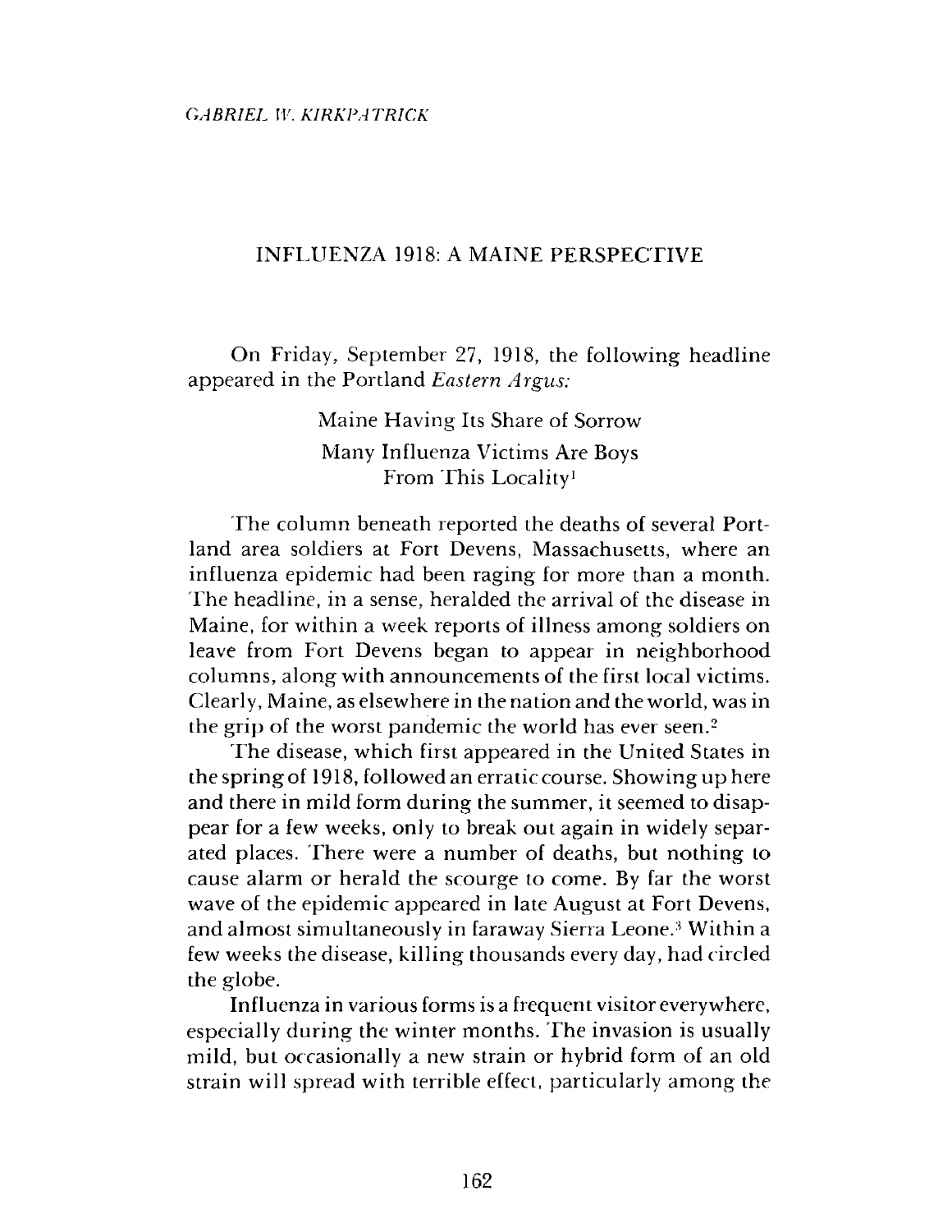GABRIEL W. KIRKPATRICK

# INFLUENZA 1918: A MAINE PERSPECTIVE

On Friday, September 27, 1918, the following headline appeared in the Portland *Eastern Argus:*

> Maine Having Its Share of Sorrow
> Many Influenza Victims Are Boys
> From This Locality[1]

The column beneath reported the deaths of several Portland area soldiers at Fort Devens, Massachusetts, where an influenza epidemic had been raging for more than a month. The headline, in a sense, heralded the arrival of the disease in Maine, for within a week reports of illness among soldiers on leave from Fort Devens began to appear in neighborhood columns, along with announcements of the first local victims. Clearly, Maine, as elsewhere in the nation and the world, was in the grip of the worst pandemic the world has ever seen.[2]

The disease, which first appeared in the United States in the spring of 1918, followed an erratic course. Showing up here and there in mild form during the summer, it seemed to disappear for a few weeks, only to break out again in widely separated places. There were a number of deaths, but nothing to cause alarm or herald the scourge to come. By far the worst wave of the epidemic appeared in late August at Fort Devens, and almost simultaneously in faraway Sierra Leone.[3] Within a few weeks the disease, killing thousands every day, had circled the globe.

Influenza in various forms is a frequent visitor everywhere, especially during the winter months. The invasion is usually mild, but occasionally a new strain or hybrid form of an old strain will spread with terrible effect, particularly among the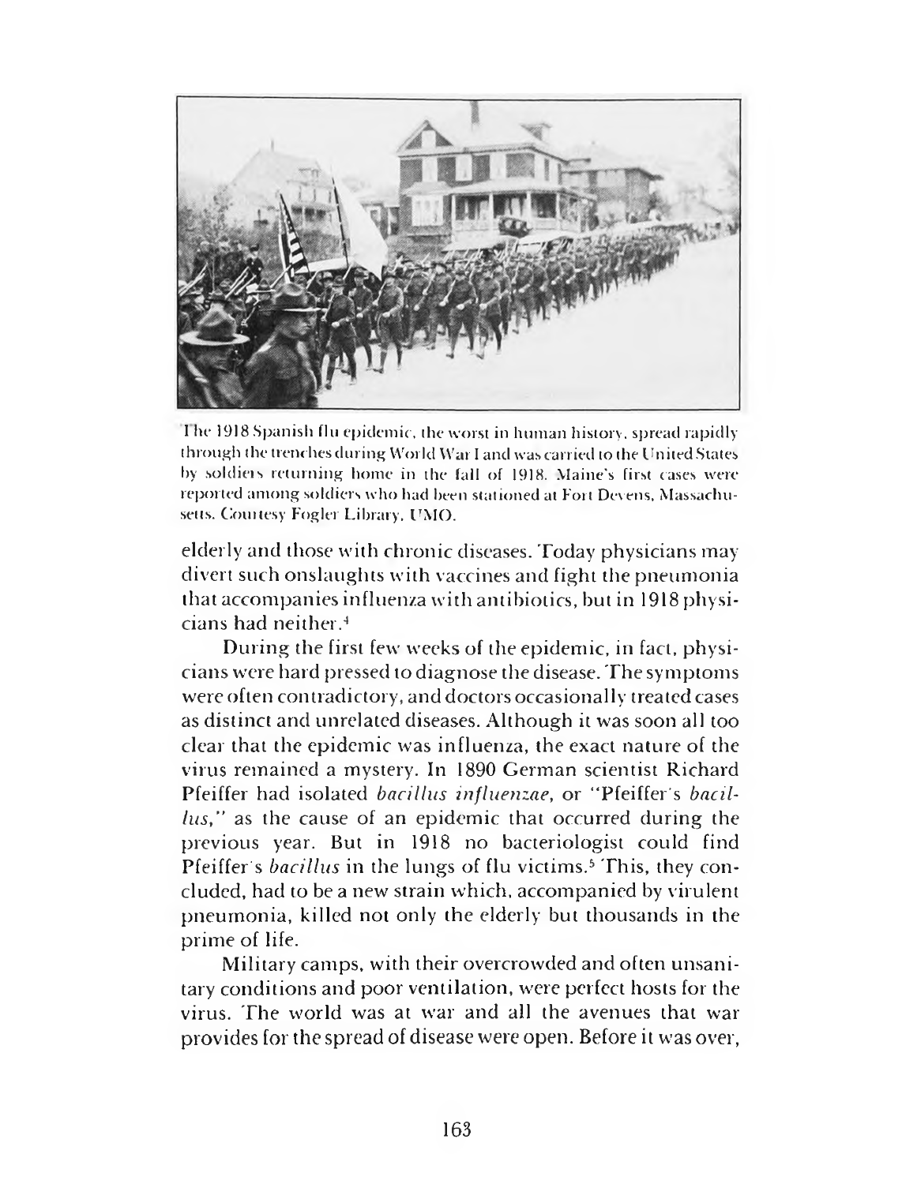The 1918 Spanish flu epidemic, the worst in human history, spread rapidly through the trenches during World War I and was carried to the United States by soldiers returning home in the fall of 1918. Maine's first cases were reported among soldiers who had been stationed at Fort Devens, Massachusetts. Courtesy Fogler Library, UMO.

elderly and those with chronic diseases. Today physicians may divert such onslaughts with vaccines and fight the pneumonia that accompanies influenza with antibiotics, but in 1918 physicians had neither.[4]

During the first few weeks of the epidemic, in fact, physicians were hard pressed to diagnose the disease. The symptoms were often contradictory, and doctors occasionally treated cases as distinct and unrelated diseases. Although it was soon all too clear that the epidemic was influenza, the exact nature of the virus remained a mystery. In 1890 German scientist Richard Pfeiffer had isolated *bacillus influenzae*, or "Pfeiffer's *bacillus*," as the cause of an epidemic that occurred during the previous year. But in 1918 no bacteriologist could find Pfeiffer's *bacillus* in the lungs of flu victims.[5] This, they concluded, had to be a new strain which, accompanied by virulent pneumonia, killed not only the elderly but thousands in the prime of life.

Military camps, with their overcrowded and often unsanitary conditions and poor ventilation, were perfect hosts for the virus. The world was at war and all the avenues that war provides for the spread of disease were open. Before it was over,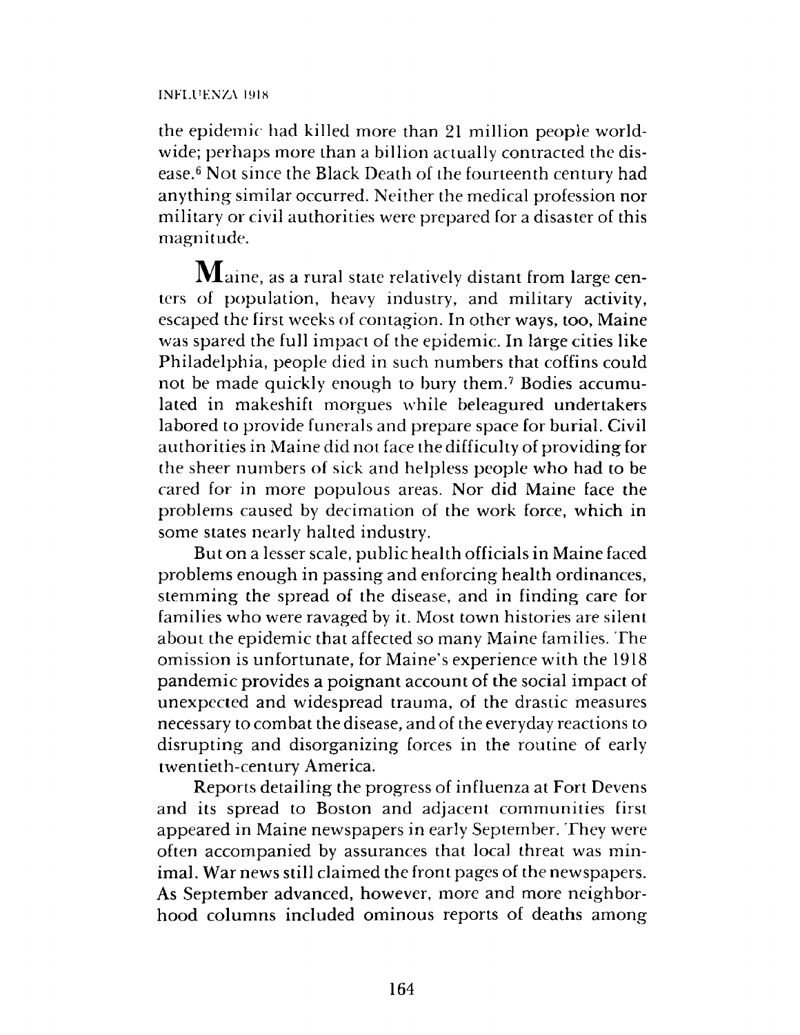the epidemic had killed more than 21 million people worldwide; perhaps more than a billion actually contracted the disease.[6] Not since the Black Death of the fourteenth century had anything similar occurred. Neither the medical profession nor military or civil authorities were prepared for a disaster of this magnitude.

Maine, as a rural state relatively distant from large centers of population, heavy industry, and military activity, escaped the first weeks of contagion. In other ways, too, Maine was spared the full impact of the epidemic. In large cities like Philadelphia, people died in such numbers that coffins could not be made quickly enough to bury them.[7] Bodies accumulated in makeshift morgues while beleagured undertakers labored to provide funerals and prepare space for burial. Civil authorities in Maine did not face the difficulty of providing for the sheer numbers of sick and helpless people who had to be cared for in more populous areas. Nor did Maine face the problems caused by decimation of the work force, which in some states nearly halted industry.

But on a lesser scale, public health officials in Maine faced problems enough in passing and enforcing health ordinances, stemming the spread of the disease, and in finding care for families who were ravaged by it. Most town histories are silent about the epidemic that affected so many Maine families. The omission is unfortunate, for Maine's experience with the 1918 pandemic provides a poignant account of the social impact of unexpected and widespread trauma, of the drastic measures necessary to combat the disease, and of the everyday reactions to disrupting and disorganizing forces in the routine of early twentieth-century America.

Reports detailing the progress of influenza at Fort Devens and its spread to Boston and adjacent communities first appeared in Maine newspapers in early September. They were often accompanied by assurances that local threat was minimal. War news still claimed the front pages of the newspapers. As September advanced, however, more and more neighborhood columns included ominous reports of deaths among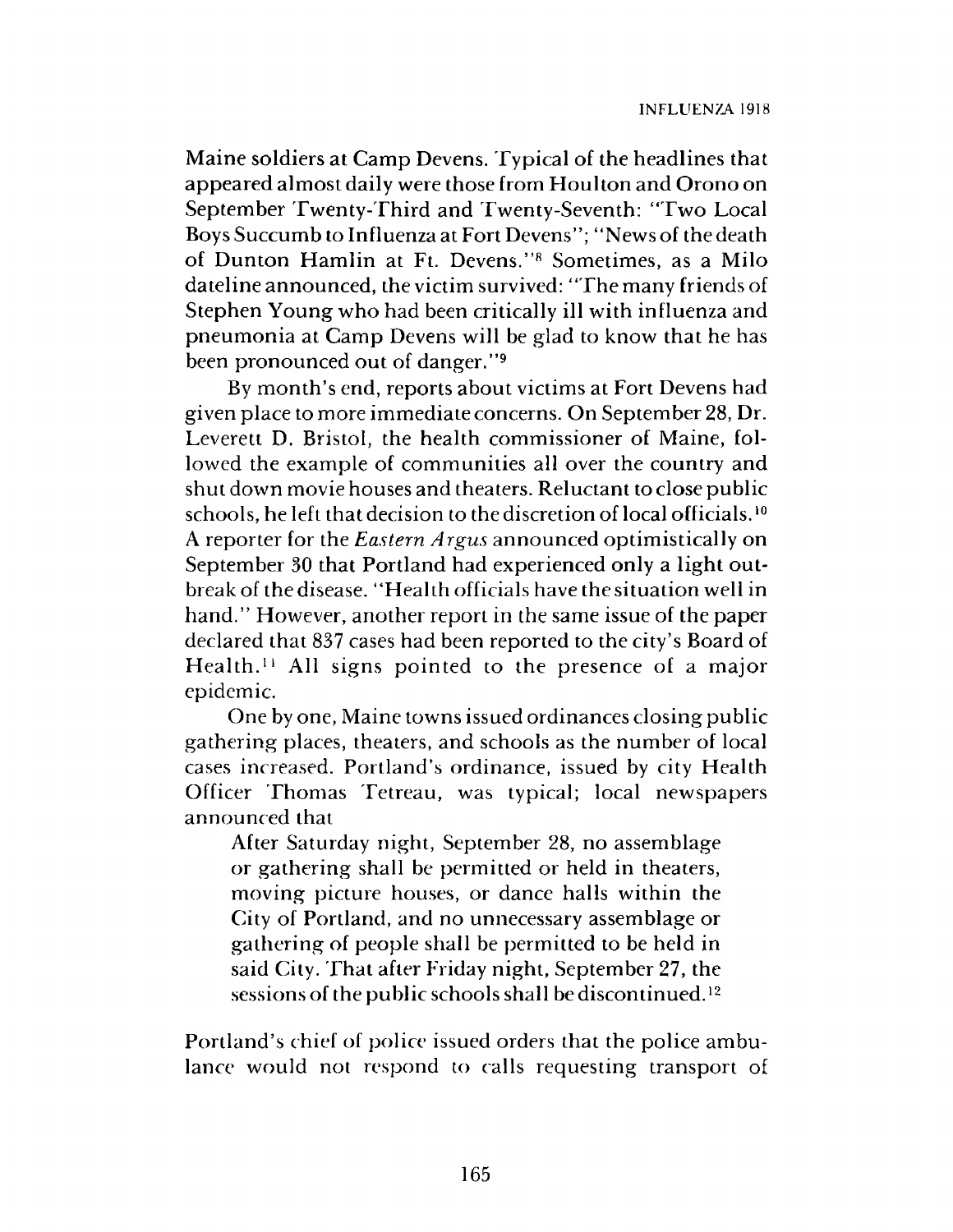Maine soldiers at Camp Devens. Typical of the headlines that appeared almost daily were those from Houlton and Orono on September Twenty-Third and Twenty-Seventh: "Two Local Boys Succumb to Influenza at Fort Devens"; "News of the death of Dunton Hamlin at Ft. Devens."[8] Sometimes, as a Milo dateline announced, the victim survived: "The many friends of Stephen Young who had been critically ill with influenza and pneumonia at Camp Devens will be glad to know that he has been pronounced out of danger."[9]

By month's end, reports about victims at Fort Devens had given place to more immediate concerns. On September 28, Dr. Leverett D. Bristol, the health commissioner of Maine, followed the example of communities all over the country and shut down movie houses and theaters. Reluctant to close public schools, he left that decision to the discretion of local officials.[10] A reporter for the *Eastern Argus* announced optimistically on September 30 that Portland had experienced only a light outbreak of the disease. "Health officials have the situation well in hand." However, another report in the same issue of the paper declared that 837 cases had been reported to the city's Board of Health.[11] All signs pointed to the presence of a major epidemic.

One by one, Maine towns issued ordinances closing public gathering places, theaters, and schools as the number of local cases increased. Portland's ordinance, issued by city Health Officer Thomas Tetreau, was typical; local newspapers announced that

> After Saturday night, September 28, no assemblage or gathering shall be permitted or held in theaters, moving picture houses, or dance halls within the City of Portland, and no unnecessary assemblage or gathering of people shall be permitted to be held in said City. That after Friday night, September 27, the sessions of the public schools shall be discontinued.[12]

Portland's chief of police issued orders that the police ambulance would not respond to calls requesting transport of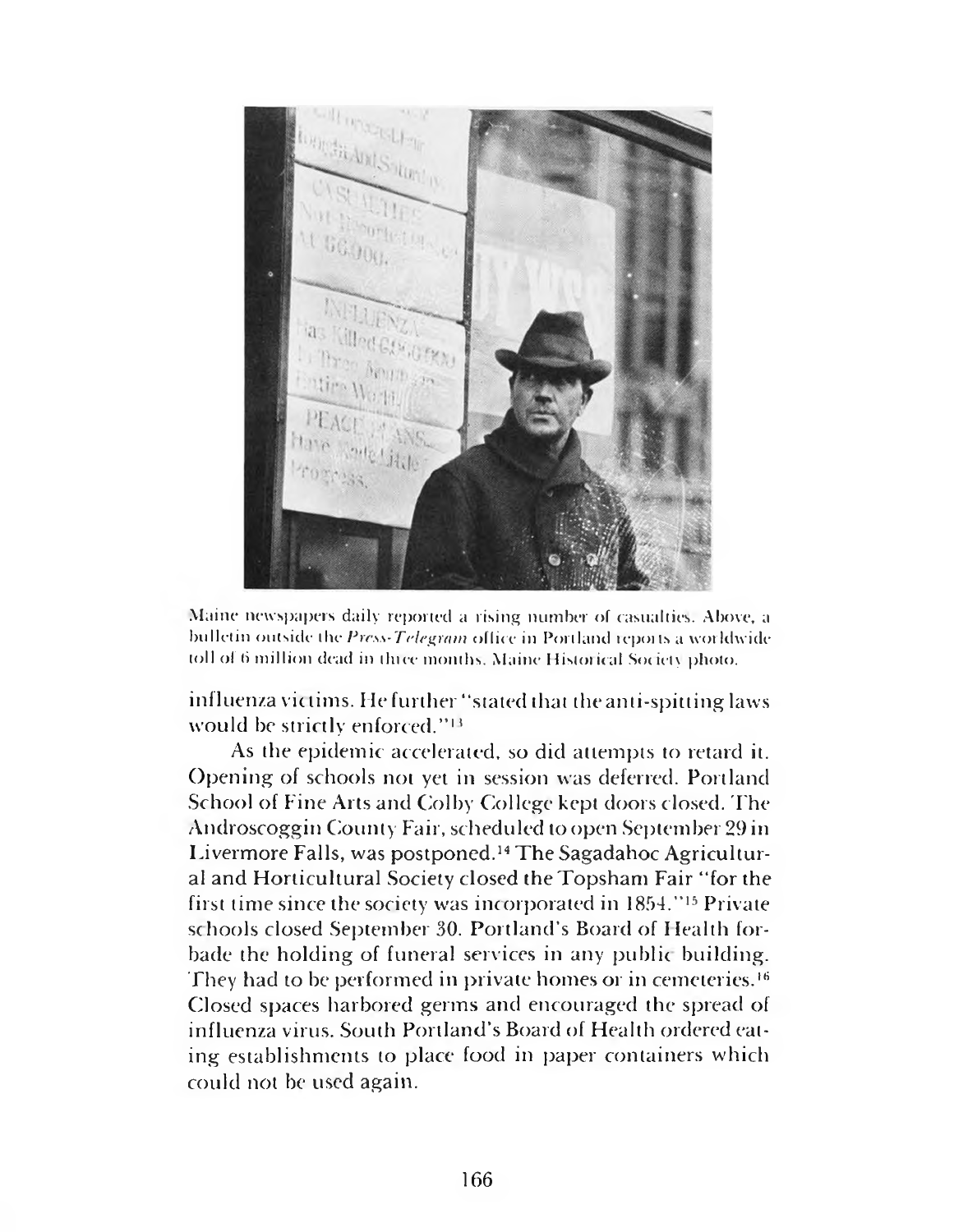Maine newspapers daily reported a rising number of casualties. Above, a bulletin outside the *Press-Telegram* office in Portland reports a worldwide toll of 6 million dead in three months. Maine Historical Society photo.

influenza victims. He further "stated that the anti-spitting laws would be strictly enforced."[13]

As the epidemic accelerated, so did attempts to retard it. Opening of schools not yet in session was deferred. Portland School of Fine Arts and Colby College kept doors closed. The Androscoggin County Fair, scheduled to open September 29 in Livermore Falls, was postponed.[14] The Sagadahoc Agricultural and Horticultural Society closed the Topsham Fair "for the first time since the society was incorporated in 1854."[15] Private schools closed September 30. Portland's Board of Health forbade the holding of funeral services in any public building. They had to be performed in private homes or in cemeteries.[16] Closed spaces harbored germs and encouraged the spread of influenza virus. South Portland's Board of Health ordered eating establishments to place food in paper containers which could not be used again.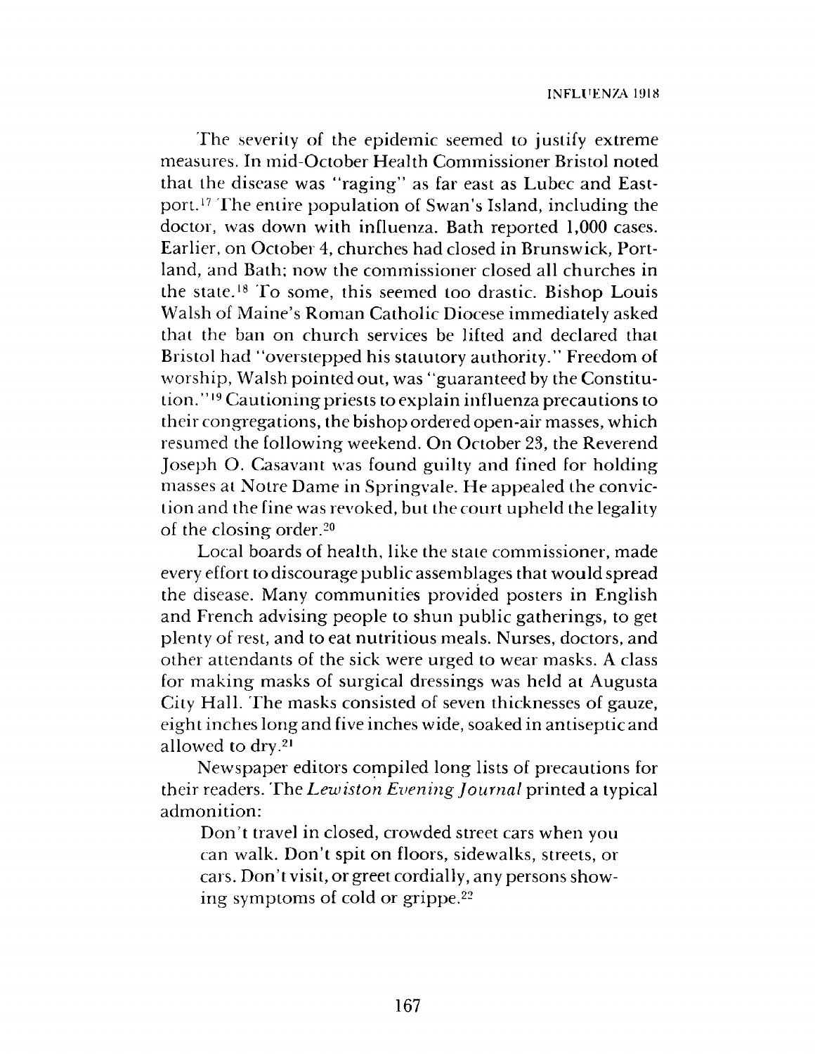The severity of the epidemic seemed to justify extreme measures. In mid-October Health Commissioner Bristol noted that the disease was "raging" as far east as Lubec and Eastport.[17] The entire population of Swan's Island, including the doctor, was down with influenza. Bath reported 1,000 cases. Earlier, on October 4, churches had closed in Brunswick, Portland, and Bath; now the commissioner closed all churches in the state.[18] To some, this seemed too drastic. Bishop Louis Walsh of Maine's Roman Catholic Diocese immediately asked that the ban on church services be lifted and declared that Bristol had "overstepped his statutory authority." Freedom of worship, Walsh pointed out, was "guaranteed by the Constitution."[19] Cautioning priests to explain influenza precautions to their congregations, the bishop ordered open-air masses, which resumed the following weekend. On October 23, the Reverend Joseph O. Casavant was found guilty and fined for holding masses at Notre Dame in Springvale. He appealed the conviction and the fine was revoked, but the court upheld the legality of the closing order.[20]

Local boards of health, like the state commissioner, made every effort to discourage public assemblages that would spread the disease. Many communities provided posters in English and French advising people to shun public gatherings, to get plenty of rest, and to eat nutritious meals. Nurses, doctors, and other attendants of the sick were urged to wear masks. A class for making masks of surgical dressings was held at Augusta City Hall. The masks consisted of seven thicknesses of gauze, eight inches long and five inches wide, soaked in antiseptic and allowed to dry.[21]

Newspaper editors compiled long lists of precautions for their readers. The *Lewiston Evening Journal* printed a typical admonition:

> Don't travel in closed, crowded street cars when you can walk. Don't spit on floors, sidewalks, streets, or cars. Don't visit, or greet cordially, any persons showing symptoms of cold or grippe.[22]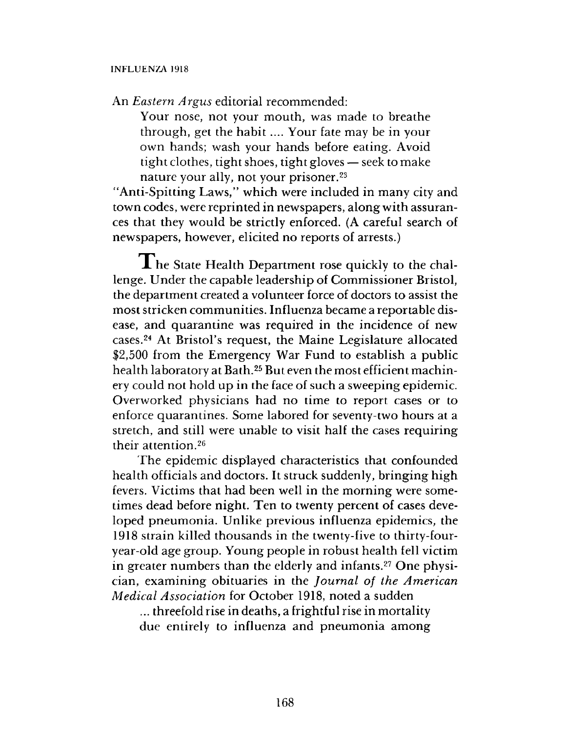An *Eastern Argus* editorial recommended:

> Your nose, not your mouth, was made to breathe through, get the habit .... Your fate may be in your own hands; wash your hands before eating. Avoid tight clothes, tight shoes, tight gloves — seek to make nature your ally, not your prisoner.[23]

"Anti-Spitting Laws," which were included in many city and town codes, were reprinted in newspapers, along with assurances that they would be strictly enforced. (A careful search of newspapers, however, elicited no reports of arrests.)

The State Health Department rose quickly to the challenge. Under the capable leadership of Commissioner Bristol, the department created a volunteer force of doctors to assist the most stricken communities. Influenza became a reportable disease, and quarantine was required in the incidence of new cases.[24] At Bristol's request, the Maine Legislature allocated $2,500 from the Emergency War Fund to establish a public health laboratory at Bath.[25] But even the most efficient machinery could not hold up in the face of such a sweeping epidemic. Overworked physicians had no time to report cases or to enforce quarantines. Some labored for seventy-two hours at a stretch, and still were unable to visit half the cases requiring their attention.[26]

The epidemic displayed characteristics that confounded health officials and doctors. It struck suddenly, bringing high fevers. Victims that had been well in the morning were sometimes dead before night. Ten to twenty percent of cases developed pneumonia. Unlike previous influenza epidemics, the 1918 strain killed thousands in the twenty-five to thirty-four-year-old age group. Young people in robust health fell victim in greater numbers than the elderly and infants.[27] One physician, examining obituaries in the *Journal of the American Medical Association* for October 1918, noted a sudden

> ... threefold rise in deaths, a frightful rise in mortality due entirely to influenza and pneumonia among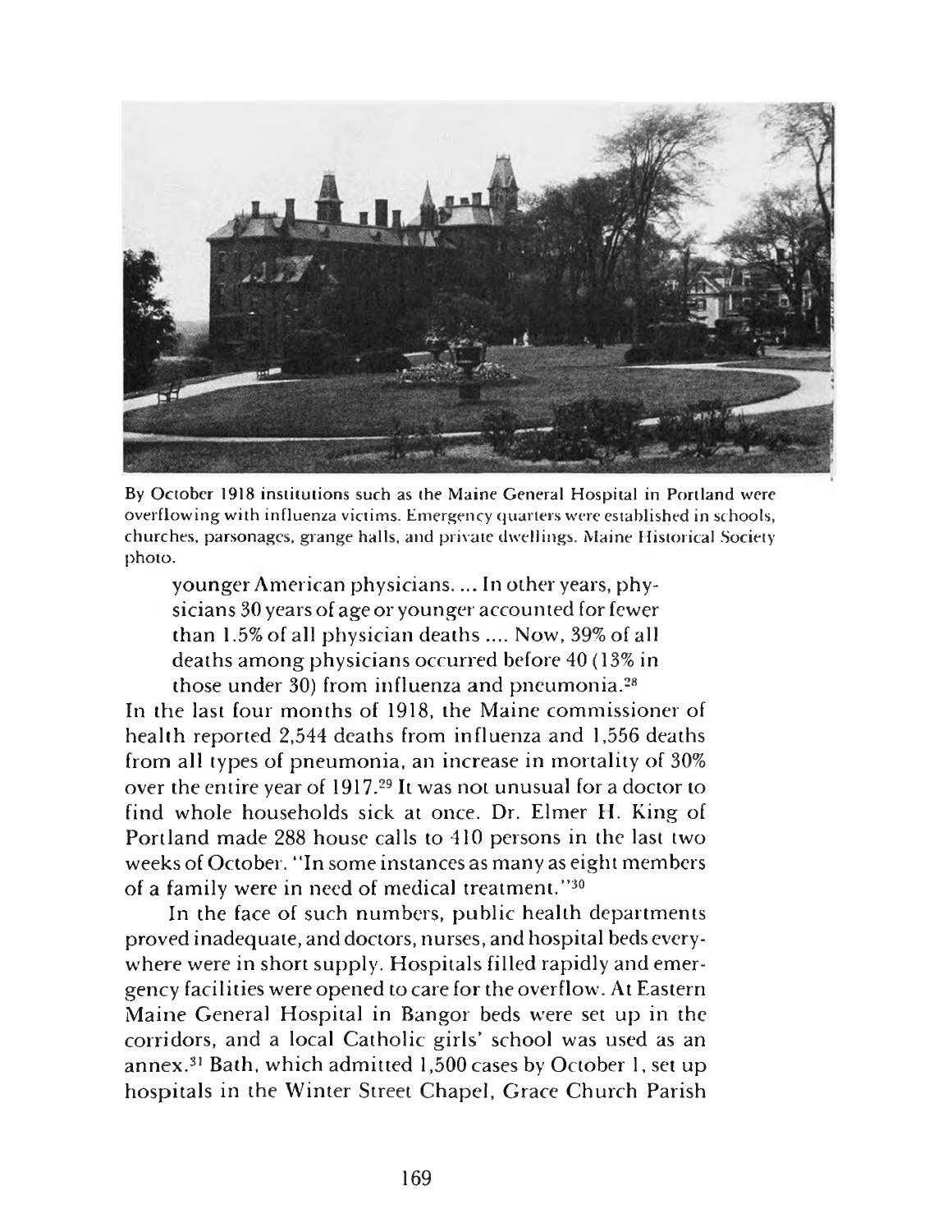By October 1918 institutions such as the Maine General Hospital in Portland were overflowing with influenza victims. Emergency quarters were established in schools, churches, parsonages, grange halls, and private dwellings. Maine Historical Society photo.

> younger American physicians. ... In other years, physicians 30 years of age or younger accounted for fewer than 1.5% of all physician deaths .... Now, 39% of all deaths among physicians occurred before 40 (13% in those under 30) from influenza and pneumonia.[28]

In the last four months of 1918, the Maine commissioner of health reported 2,544 deaths from influenza and 1,556 deaths from all types of pneumonia, an increase in mortality of 30% over the entire year of 1917.[29] It was not unusual for a doctor to find whole households sick at once. Dr. Elmer H. King of Portland made 288 house calls to 410 persons in the last two weeks of October. "In some instances as many as eight members of a family were in need of medical treatment."[30]

In the face of such numbers, public health departments proved inadequate, and doctors, nurses, and hospital beds everywhere were in short supply. Hospitals filled rapidly and emergency facilities were opened to care for the overflow. At Eastern Maine General Hospital in Bangor beds were set up in the corridors, and a local Catholic girls' school was used as an annex.[31] Bath, which admitted 1,500 cases by October 1, set up hospitals in the Winter Street Chapel, Grace Church Parish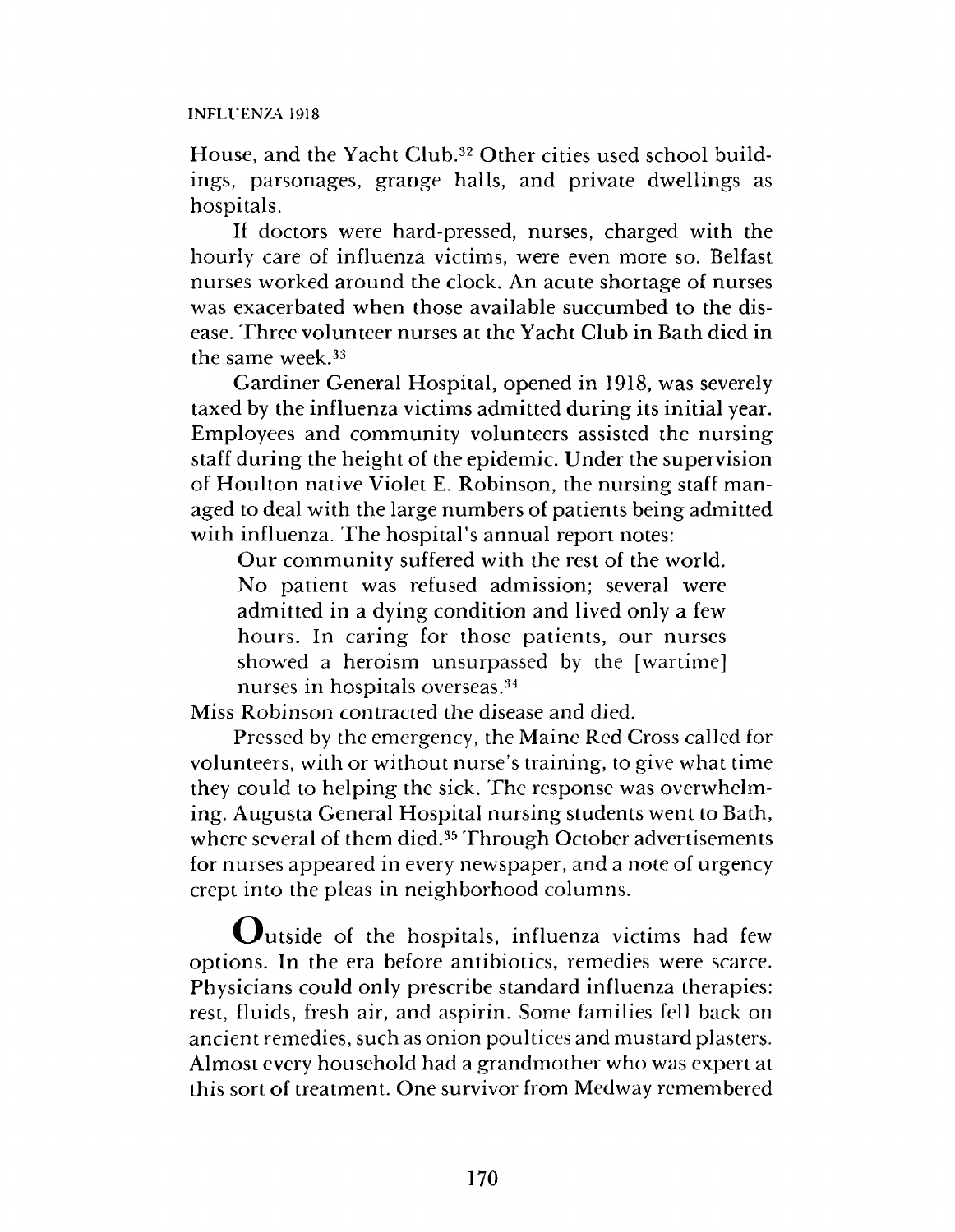House, and the Yacht Club.[32] Other cities used school buildings, parsonages, grange halls, and private dwellings as hospitals.

If doctors were hard-pressed, nurses, charged with the hourly care of influenza victims, were even more so. Belfast nurses worked around the clock. An acute shortage of nurses was exacerbated when those available succumbed to the disease. Three volunteer nurses at the Yacht Club in Bath died in the same week.[33]

Gardiner General Hospital, opened in 1918, was severely taxed by the influenza victims admitted during its initial year. Employees and community volunteers assisted the nursing staff during the height of the epidemic. Under the supervision of Houlton native Violet E. Robinson, the nursing staff managed to deal with the large numbers of patients being admitted with influenza. The hospital's annual report notes:

> Our community suffered with the rest of the world. No patient was refused admission; several were admitted in a dying condition and lived only a few hours. In caring for those patients, our nurses showed a heroism unsurpassed by the [wartime] nurses in hospitals overseas.[34]

Miss Robinson contracted the disease and died.

Pressed by the emergency, the Maine Red Cross called for volunteers, with or without nurse's training, to give what time they could to helping the sick. The response was overwhelming. Augusta General Hospital nursing students went to Bath, where several of them died.[35] Through October advertisements for nurses appeared in every newspaper, and a note of urgency crept into the pleas in neighborhood columns.

Outside of the hospitals, influenza victims had few options. In the era before antibiotics, remedies were scarce. Physicians could only prescribe standard influenza therapies: rest, fluids, fresh air, and aspirin. Some families fell back on ancient remedies, such as onion poultices and mustard plasters. Almost every household had a grandmother who was expert at this sort of treatment. One survivor from Medway remembered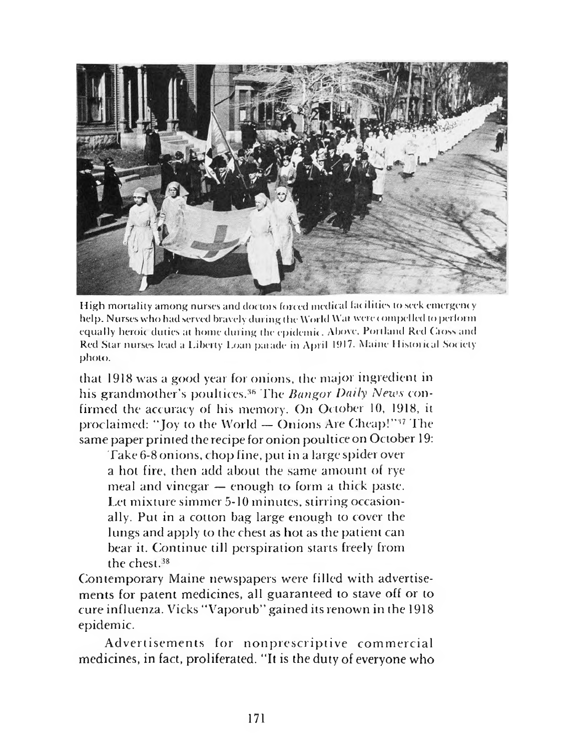High mortality among nurses and doctors forced medical facilities to seek emergency help. Nurses who had served bravely during the World War were compelled to perform equally heroic duties at home during the epidemic. Above, Portland Red Cross and Red Star nurses lead a Liberty Loan parade in April 1917. Maine Historical Society photo.

that 1918 was a good year for onions, the major ingredient in his grandmother's poultices.[36] The *Bangor Daily News* confirmed the accuracy of his memory. On October 10, 1918, it proclaimed: "Joy to the World — Onions Are Cheap!"[37] The same paper printed the recipe for onion poultice on October 19:

> Take 6-8 onions, chop fine, put in a large spider over a hot fire, then add about the same amount of rye meal and vinegar — enough to form a thick paste. Let mixture simmer 5-10 minutes, stirring occasionally. Put in a cotton bag large enough to cover the lungs and apply to the chest as hot as the patient can bear it. Continue till perspiration starts freely from the chest.[38]

Contemporary Maine newspapers were filled with advertisements for patent medicines, all guaranteed to stave off or to cure influenza. Vicks "Vaporub" gained its renown in the 1918 epidemic.

Advertisements for nonprescriptive commercial medicines, in fact, proliferated. "It is the duty of everyone who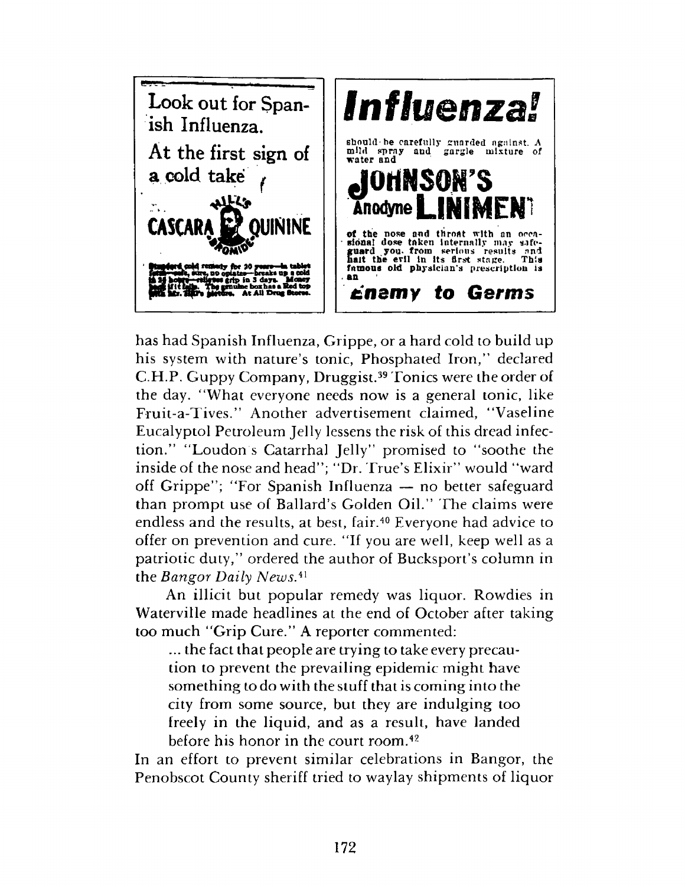Look out for Spanish Influenza.

At the first sign of a cold take

HILL'S CASCARA BROMIDE QUININE

Standard cold remedy for 20 years—in tablet form—safe, sure, no opiates—breaks up a cold in 24 hours—relieves grip in 3 days. Money back if it fails. The genuine box has a Red top with Mr. Hill's picture. At All Drug Stores.

**Influenza!**

should be carefully guarded against. A mild spray and gargle mixture of water and

**JOHNSON'S Anodyne LINIMENT**

of the nose and throat with an occasional dose taken internally may safeguard you from serious results and halt the evil in its first stage. This famous old physician's prescription is an

***Enemy to Germs***

has had Spanish Influenza, Grippe, or a hard cold to build up his system with nature's tonic, Phosphated Iron," declared C.H.P. Guppy Company, Druggist.[39] Tonics were the order of the day. "What everyone needs now is a general tonic, like Fruit-a-Tives." Another advertisement claimed, "Vaseline Eucalyptol Petroleum Jelly lessens the risk of this dread infection." "Loudon's Catarrhal Jelly" promised to "soothe the inside of the nose and head"; "Dr. True's Elixir" would "ward off Grippe"; "For Spanish Influenza — no better safeguard than prompt use of Ballard's Golden Oil." The claims were endless and the results, at best, fair.[40] Everyone had advice to offer on prevention and cure. "If you are well, keep well as a patriotic duty," ordered the author of Bucksport's column in the *Bangor Daily News*.[41]

An illicit but popular remedy was liquor. Rowdies in Waterville made headlines at the end of October after taking too much "Grip Cure." A reporter commented:

> ... the fact that people are trying to take every precaution to prevent the prevailing epidemic might have something to do with the stuff that is coming into the city from some source, but they are indulging too freely in the liquid, and as a result, have landed before his honor in the court room.[42]

In an effort to prevent similar celebrations in Bangor, the Penobscot County sheriff tried to waylay shipments of liquor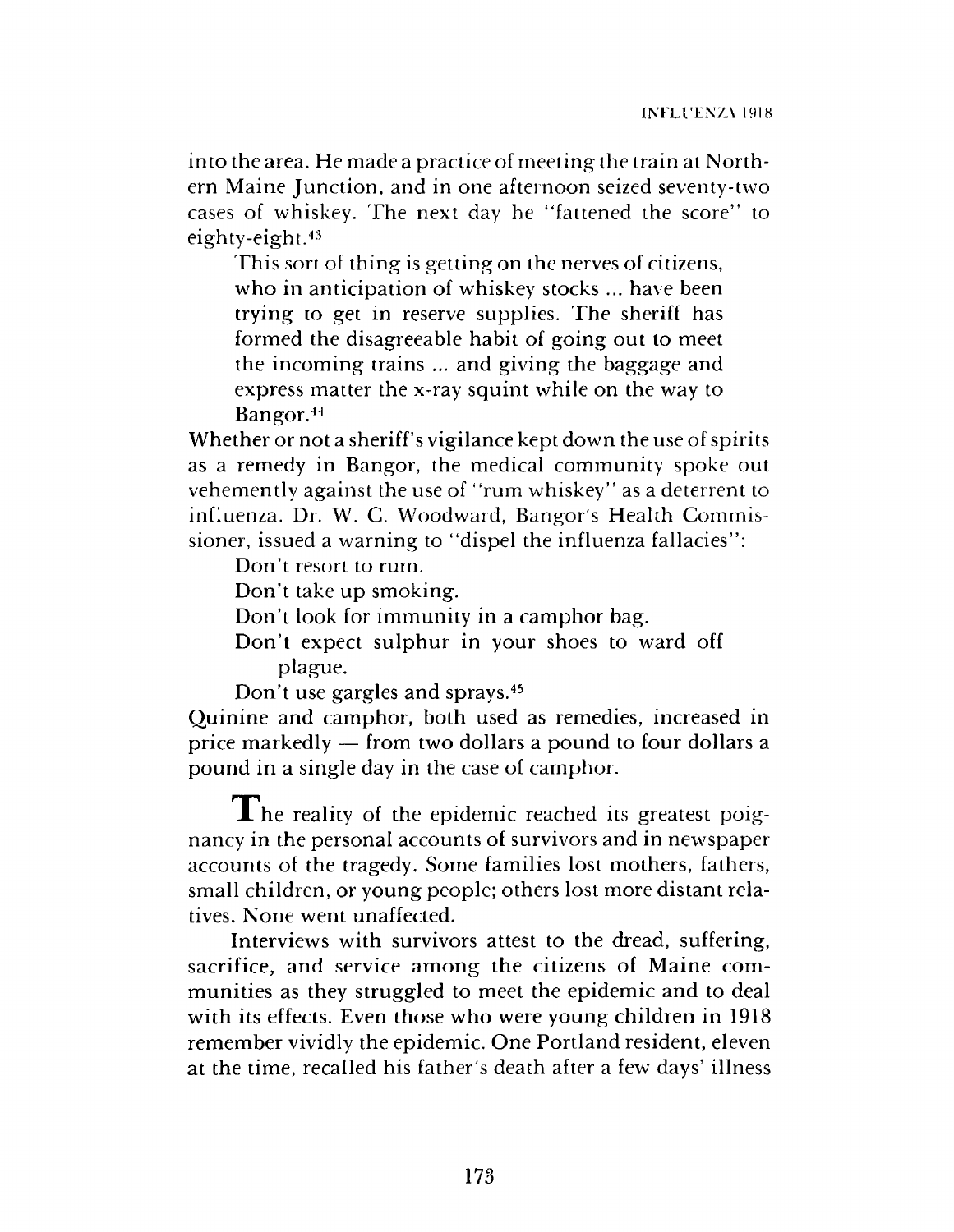into the area. He made a practice of meeting the train at Northern Maine Junction, and in one afternoon seized seventy-two cases of whiskey. The next day he "fattened the score" to eighty-eight.[43]

> This sort of thing is getting on the nerves of citizens, who in anticipation of whiskey stocks ... have been trying to get in reserve supplies. The sheriff has formed the disagreeable habit of going out to meet the incoming trains ... and giving the baggage and express matter the x-ray squint while on the way to Bangor.[44]

Whether or not a sheriff's vigilance kept down the use of spirits as a remedy in Bangor, the medical community spoke out vehemently against the use of "rum whiskey" as a deterrent to influenza. Dr. W. C. Woodward, Bangor's Health Commissioner, issued a warning to "dispel the influenza fallacies":

> Don't resort to rum.
> Don't take up smoking.
> Don't look for immunity in a camphor bag.
> Don't expect sulphur in your shoes to ward off plague.
> Don't use gargles and sprays.[45]

Quinine and camphor, both used as remedies, increased in price markedly — from two dollars a pound to four dollars a pound in a single day in the case of camphor.

The reality of the epidemic reached its greatest poignancy in the personal accounts of survivors and in newspaper accounts of the tragedy. Some families lost mothers, fathers, small children, or young people; others lost more distant relatives. None went unaffected.

Interviews with survivors attest to the dread, suffering, sacrifice, and service among the citizens of Maine communities as they struggled to meet the epidemic and to deal with its effects. Even those who were young children in 1918 remember vividly the epidemic. One Portland resident, eleven at the time, recalled his father's death after a few days' illness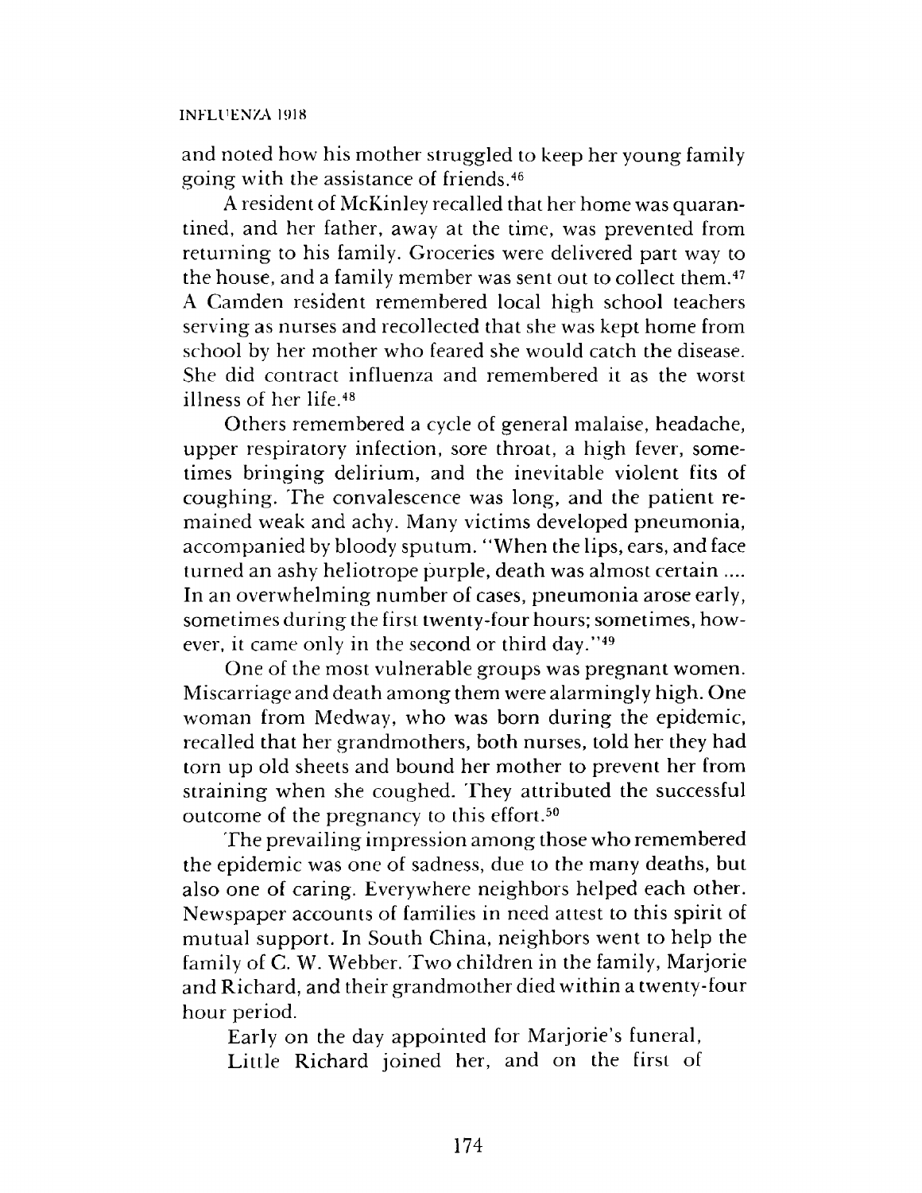and noted how his mother struggled to keep her young family going with the assistance of friends.[46]

A resident of McKinley recalled that her home was quarantined, and her father, away at the time, was prevented from returning to his family. Groceries were delivered part way to the house, and a family member was sent out to collect them.[47] A Camden resident remembered local high school teachers serving as nurses and recollected that she was kept home from school by her mother who feared she would catch the disease. She did contract influenza and remembered it as the worst illness of her life.[48]

Others remembered a cycle of general malaise, headache, upper respiratory infection, sore throat, a high fever, sometimes bringing delirium, and the inevitable violent fits of coughing. The convalescence was long, and the patient remained weak and achy. Many victims developed pneumonia, accompanied by bloody sputum. "When the lips, ears, and face turned an ashy heliotrope purple, death was almost certain .... In an overwhelming number of cases, pneumonia arose early, sometimes during the first twenty-four hours; sometimes, however, it came only in the second or third day."[49]

One of the most vulnerable groups was pregnant women. Miscarriage and death among them were alarmingly high. One woman from Medway, who was born during the epidemic, recalled that her grandmothers, both nurses, told her they had torn up old sheets and bound her mother to prevent her from straining when she coughed. They attributed the successful outcome of the pregnancy to this effort.[50]

The prevailing impression among those who remembered the epidemic was one of sadness, due to the many deaths, but also one of caring. Everywhere neighbors helped each other. Newspaper accounts of families in need attest to this spirit of mutual support. In South China, neighbors went to help the family of C. W. Webber. Two children in the family, Marjorie and Richard, and their grandmother died within a twenty-four hour period.

> Early on the day appointed for Marjorie's funeral,
> Little Richard joined her, and on the first of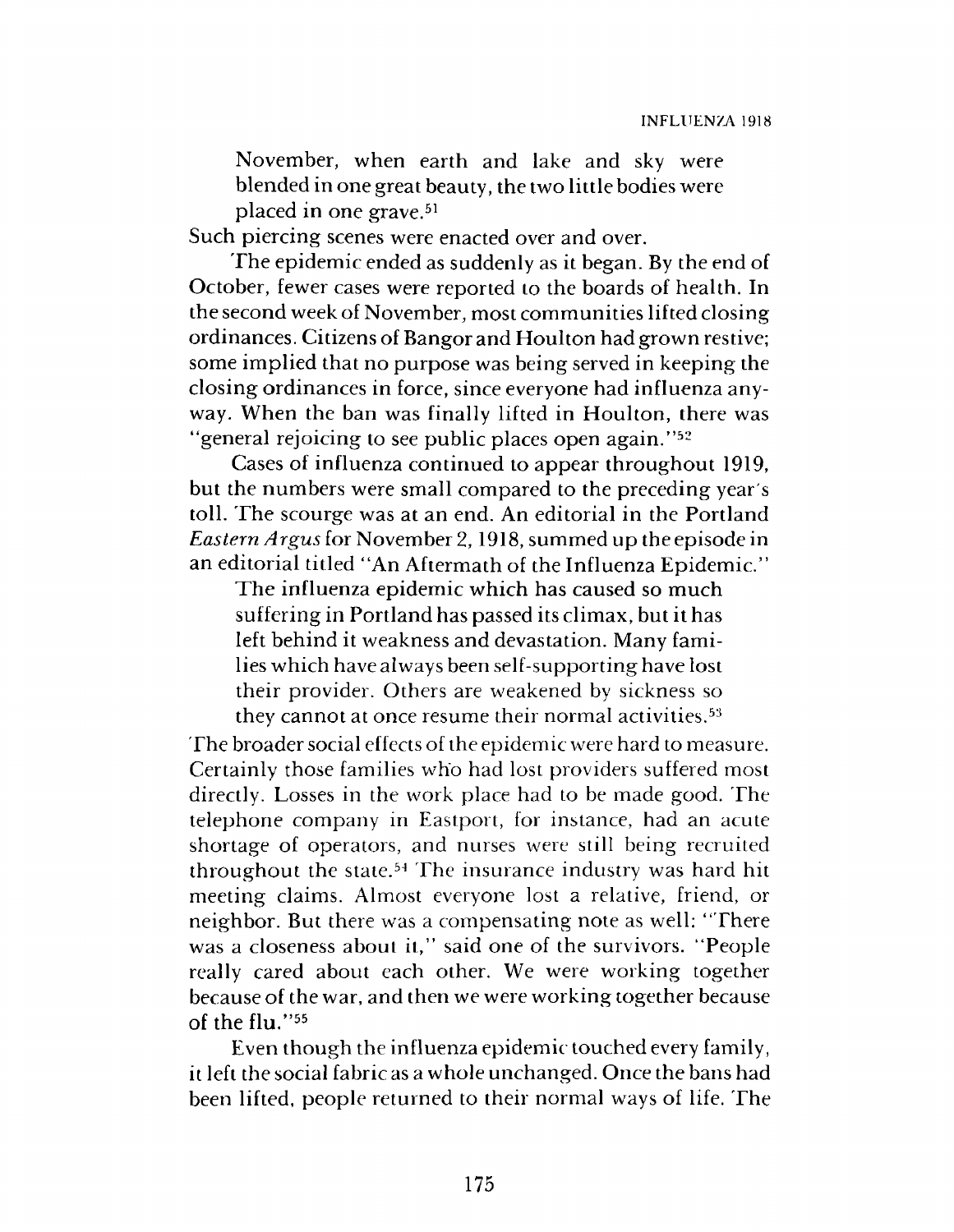> November, when earth and lake and sky were blended in one great beauty, the two little bodies were placed in one grave.[51]

Such piercing scenes were enacted over and over.

The epidemic ended as suddenly as it began. By the end of October, fewer cases were reported to the boards of health. In the second week of November, most communities lifted closing ordinances. Citizens of Bangor and Houlton had grown restive; some implied that no purpose was being served in keeping the closing ordinances in force, since everyone had influenza anyway. When the ban was finally lifted in Houlton, there was "general rejoicing to see public places open again."[52]

Cases of influenza continued to appear throughout 1919, but the numbers were small compared to the preceding year's toll. The scourge was at an end. An editorial in the Portland *Eastern Argus* for November 2, 1918, summed up the episode in an editorial titled "An Aftermath of the Influenza Epidemic."

> The influenza epidemic which has caused so much suffering in Portland has passed its climax, but it has left behind it weakness and devastation. Many families which have always been self-supporting have lost their provider. Others are weakened by sickness so they cannot at once resume their normal activities.[53]

The broader social effects of the epidemic were hard to measure. Certainly those families who had lost providers suffered most directly. Losses in the work place had to be made good. The telephone company in Eastport, for instance, had an acute shortage of operators, and nurses were still being recruited throughout the state.[54] The insurance industry was hard hit meeting claims. Almost everyone lost a relative, friend, or neighbor. But there was a compensating note as well: "There was a closeness about it," said one of the survivors. "People really cared about each other. We were working together because of the war, and then we were working together because of the flu."[55]

Even though the influenza epidemic touched every family, it left the social fabric as a whole unchanged. Once the bans had been lifted, people returned to their normal ways of life. The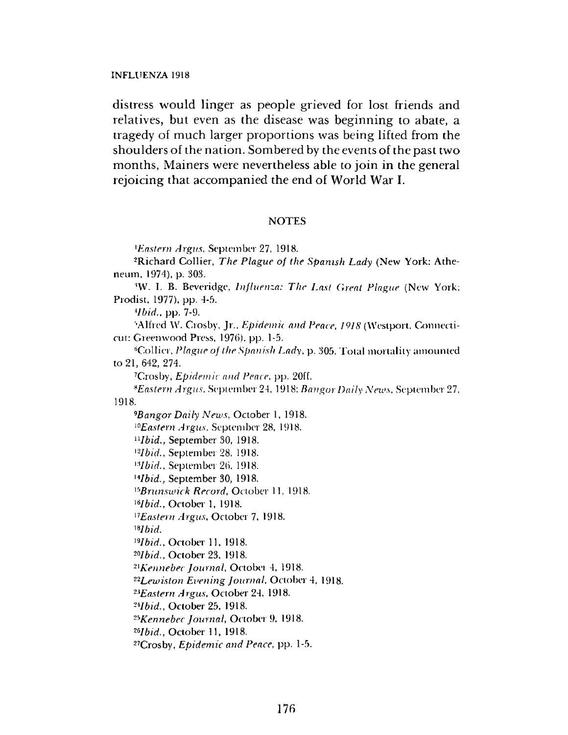distress would linger as people grieved for lost friends and relatives, but even as the disease was beginning to abate, a tragedy of much larger proportions was being lifted from the shoulders of the nation. Sombered by the events of the past two months, Mainers were nevertheless able to join in the general rejoicing that accompanied the end of World War I.

## NOTES

[1]*Eastern Argus*, September 27, 1918.

[2]Richard Collier, *The Plague of the Spanish Lady* (New York: Atheneum, 1974), p. 303.

[3]W. I. B. Beveridge, *Influenza: The Last Great Plague* (New York: Prodist, 1977), pp. 4-5.

[4]*Ibid.*, pp. 7-9.

[5]Alfred W. Crosby, Jr., *Epidemic and Peace, 1918* (Westport, Connecticut: Greenwood Press, 1976), pp. 1-5.

[6]Collier, *Plague of the Spanish Lady*, p. 305. Total mortality amounted to 21, 642, 274.

[7]Crosby, *Epidemic and Peace*, pp. 20ff.

[8]*Eastern Argus*, September 24, 1918; *Bangor Daily News*, September 27, 1918.

[9]*Bangor Daily News*, October 1, 1918.

[10]*Eastern Argus*, September 28, 1918.

[11]*Ibid.*, September 30, 1918.

[12]*Ibid.*, September 28, 1918.

[13]*Ibid.*, September 26, 1918.

[14]*Ibid.*, September 30, 1918.

[15]*Brunswick Record*, October 11, 1918.

[16]*Ibid.*, October 1, 1918.

[17]*Eastern Argus*, October 7, 1918.

[18]*Ibid.*

[19]*Ibid.*, October 11, 1918.

[20]*Ibid.*, October 23, 1918.

[21]*Kennebec Journal*, October 4, 1918.

[22]*Lewiston Evening Journal*, October 4, 1918.

[23]*Eastern Argus*, October 24, 1918.

[24]*Ibid.*, October 25, 1918.

[25]*Kennebec Journal*, October 9, 1918.

[26]*Ibid.*, October 11, 1918.

[27]Crosby, *Epidemic and Peace*, pp. 1-5.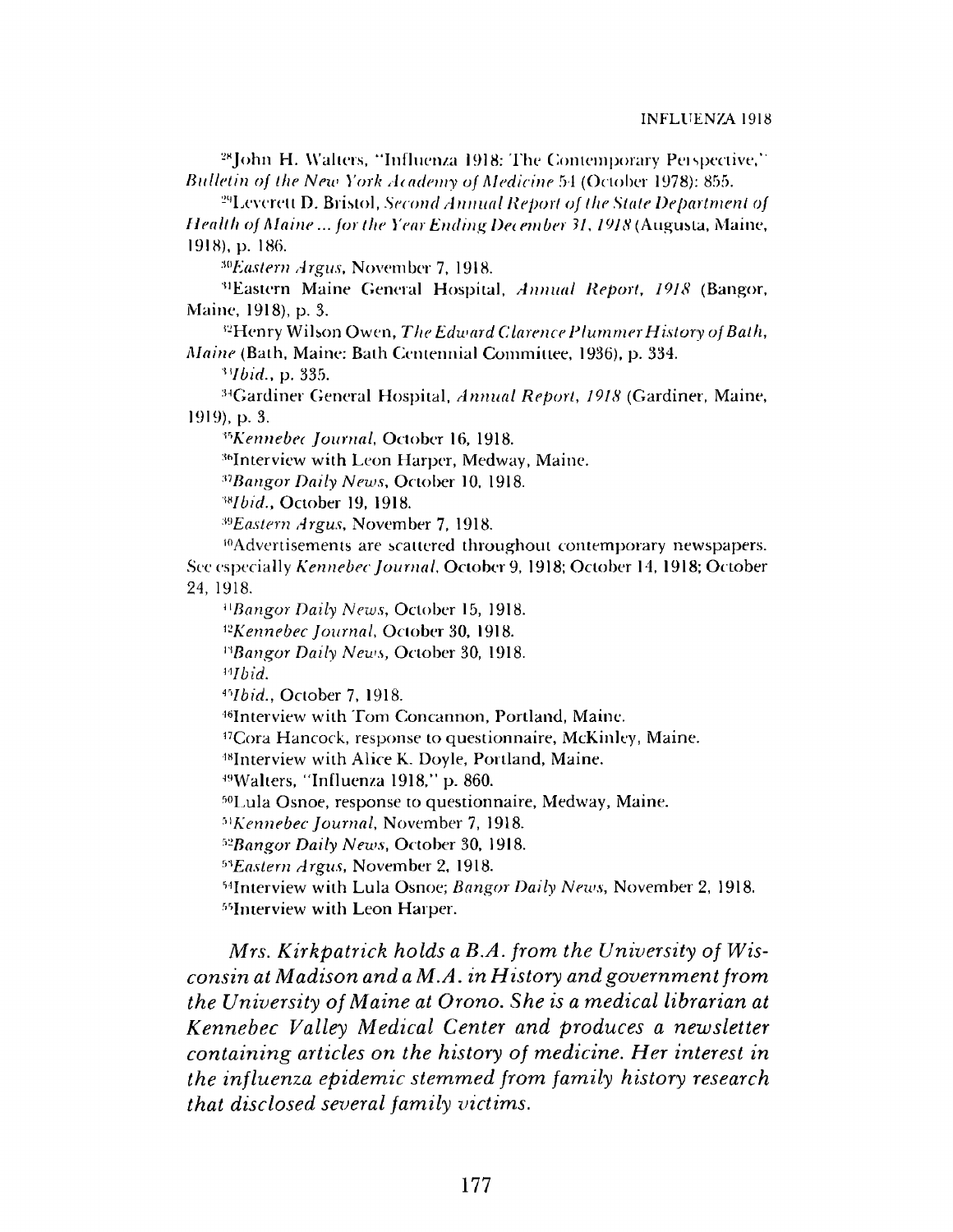[28]John H. Walters, "Influenza 1918: The Contemporary Perspective," *Bulletin of the New York Academy of Medicine* 54 (October 1978): 855.

[29]Leverett D. Bristol, *Second Annual Report of the State Department of Health of Maine ... for the Year Ending December 31, 1918* (Augusta, Maine, 1918), p. 186.

[30]*Eastern Argus*, November 7, 1918.

[31]Eastern Maine General Hospital, *Annual Report, 1918* (Bangor, Maine, 1918), p. 3.

[32]Henry Wilson Owen, *The Edward Clarence Plummer History of Bath, Maine* (Bath, Maine: Bath Centennial Committee, 1936), p. 334.

[33]*Ibid.*, p. 335.

[34]Gardiner General Hospital, *Annual Report, 1918* (Gardiner, Maine, 1919), p. 3.

[35]*Kennebec Journal*, October 16, 1918.

[36]Interview with Leon Harper, Medway, Maine.

[37]*Bangor Daily News*, October 10, 1918.

[38]*Ibid.*, October 19, 1918.

[39]*Eastern Argus*, November 7, 1918.

[40]Advertisements are scattered throughout contemporary newspapers. See especially *Kennebec Journal*, October 9, 1918; October 14, 1918; October 24, 1918.

[41]*Bangor Daily News*, October 15, 1918.

[42]*Kennebec Journal*, October 30, 1918.

[43]*Bangor Daily News*, October 30, 1918.

[44]*Ibid.*

[45]*Ibid.*, October 7, 1918.

[46]Interview with Tom Concannon, Portland, Maine.

[47]Cora Hancock, response to questionnaire, McKinley, Maine.

[48]Interview with Alice K. Doyle, Portland, Maine.

[49]Walters, "Influenza 1918," p. 860.

[50]Lula Osnoe, response to questionnaire, Medway, Maine.

[51]*Kennebec Journal*, November 7, 1918.

[52]*Bangor Daily News*, October 30, 1918.

[53]*Eastern Argus*, November 2, 1918.

[54]Interview with Lula Osnoe; *Bangor Daily News*, November 2, 1918.

[55]Interview with Leon Harper.

*Mrs. Kirkpatrick holds a B.A. from the University of Wisconsin at Madison and a M.A. in History and government from the University of Maine at Orono. She is a medical librarian at Kennebec Valley Medical Center and produces a newsletter containing articles on the history of medicine. Her interest in the influenza epidemic stemmed from family history research that disclosed several family victims.*